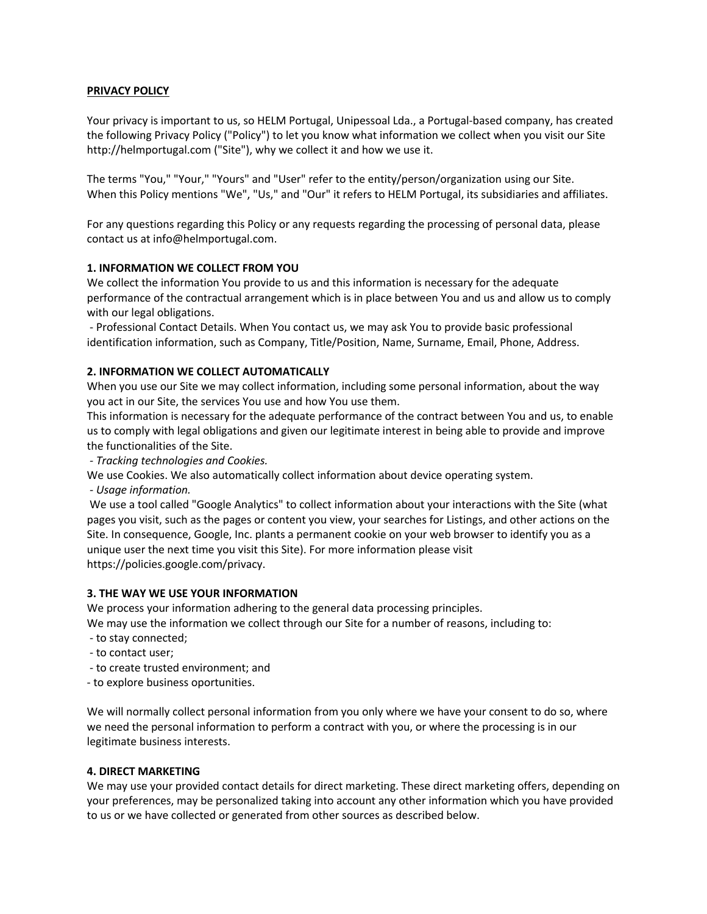**PRIVACY POLICY**

Your privacy is important to us, so HELM Portugal, Unipessoal Lda., a Portugal-based company, has created the following Privacy Policy ("Policy") to let you know what information we collect when you visit our Site http://helmportugal.com ("Site"), why we collect it and how we use it.

The terms "You," "Your," "Yours" and "User" refer to the entity/person/organization using our Site. When this Policy mentions "We", "Us," and "Our" it refers to HELM Portugal, its subsidiaries and affiliates.

For any questions regarding this Policy or any requests regarding the processing of personal data, please contact us at info@helmportugal.com.

**1. INFORMATION WE COLLECT FROM YOU**

We collect the information You provide to us and this information is necessary for the adequate performance of the contractual arrangement which is in place between You and us and allow us to comply with our legal obligations.

- Professional Contact Details. When You contact us, we may ask You to provide basic professional identification information, such as Company, Title/Position, Name, Surname, Email, Phone, Address.

**2. INFORMATION WE COLLECT AUTOMATICALLY**

When you use our Site we may collect information, including some personal information, about the way you act in our Site, the services You use and how You use them.

This information is necessary for the adequate performance of the contract between You and us, to enable us to comply with legal obligations and given our legitimate interest in being able to provide and improve the functionalities of the Site.

- *Tracking technologies and Cookies.*

We use Cookies. We also automatically collect information about device operating system.

- *Usage information.*

We use a tool called "Google Analytics" to collect information about your interactions with the Site (what pages you visit, such as the pages or content you view, your searches for Listings, and other actions on the Site. In consequence, Google, Inc. plants a permanent cookie on your web browser to identify you as a unique user the next time you visit this Site). For more information please visit https://policies.google.com/privacy.

**3. THE WAY WE USE YOUR INFORMATION**

We process your information adhering to the general data processing principles.

We may use the information we collect through our Site for a number of reasons, including to:

- to stay connected;
- to contact user;
- to create trusted environment; and
- to explore business oportunities.

We will normally collect personal information from you only where we have your consent to do so, where we need the personal information to perform a contract with you, or where the processing is in our legitimate business interests.

**4. DIRECT MARKETING**

We may use your provided contact details for direct marketing. These direct marketing offers, depending on your preferences, may be personalized taking into account any other information which you have provided to us or we have collected or generated from other sources as described below.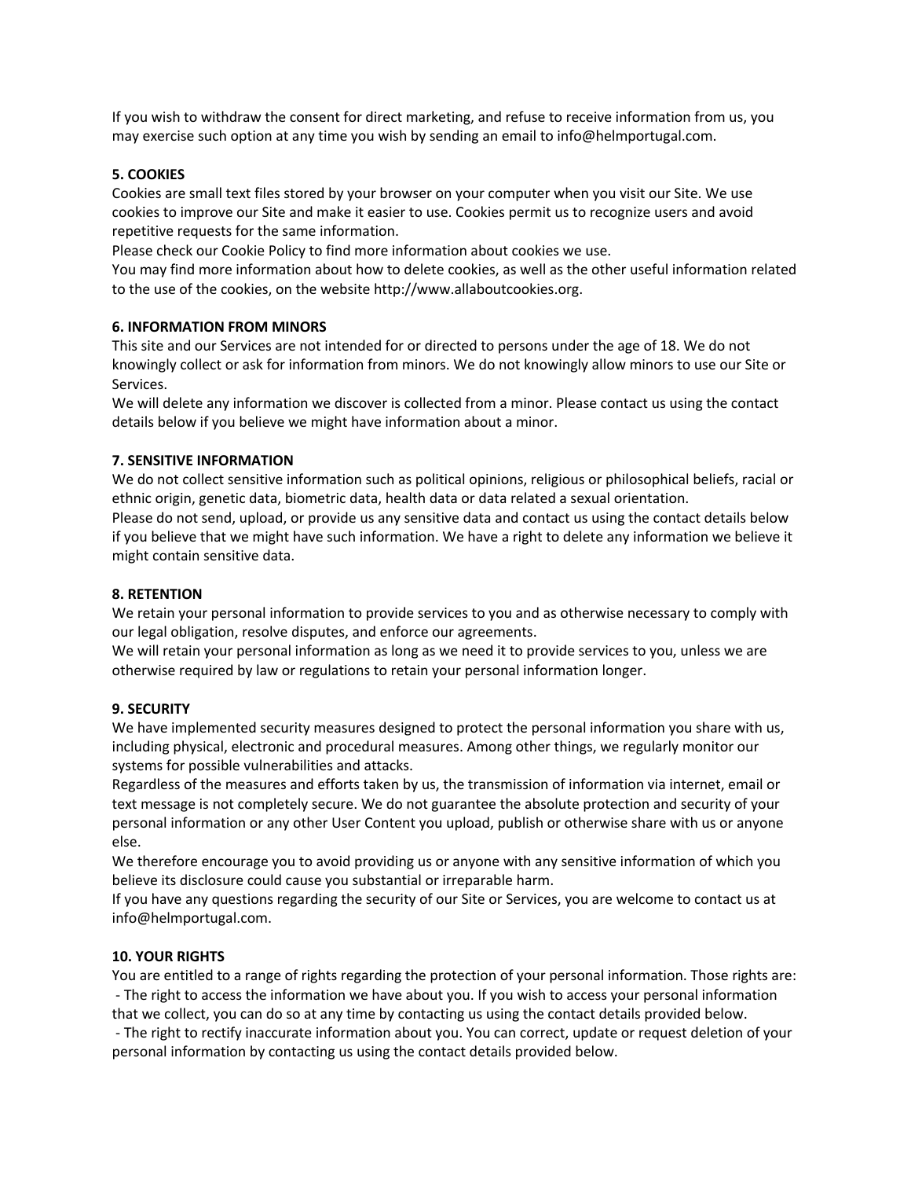If you wish to withdraw the consent for direct marketing, and refuse to receive information from us, you may exercise such option at any time you wish by sending an email to info@helmportugal.com.

**5. COOKIES**

Cookies are small text files stored by your browser on your computer when you visit our Site. We use cookies to improve our Site and make it easier to use. Cookies permit us to recognize users and avoid repetitive requests for the same information.

Please check our Cookie Policy to find more information about cookies we use.

You may find more information about how to delete cookies, as well as the other useful information related to the use of the cookies, on the website http://www.allaboutcookies.org.

**6. INFORMATION FROM MINORS**

This site and our Services are not intended for or directed to persons under the age of 18. We do not knowingly collect or ask for information from minors. We do not knowingly allow minors to use our Site or Services.

We will delete any information we discover is collected from a minor. Please contact us using the contact details below if you believe we might have information about a minor.

**7. SENSITIVE INFORMATION**

We do not collect sensitive information such as political opinions, religious or philosophical beliefs, racial or ethnic origin, genetic data, biometric data, health data or data related a sexual orientation.

Please do not send, upload, or provide us any sensitive data and contact us using the contact details below if you believe that we might have such information. We have a right to delete any information we believe it might contain sensitive data.

**8. RETENTION**

We retain your personal information to provide services to you and as otherwise necessary to comply with our legal obligation, resolve disputes, and enforce our agreements.

We will retain your personal information as long as we need it to provide services to you, unless we are otherwise required by law or regulations to retain your personal information longer.

**9. SECURITY**

We have implemented security measures designed to protect the personal information you share with us, including physical, electronic and procedural measures. Among other things, we regularly monitor our systems for possible vulnerabilities and attacks.

Regardless of the measures and efforts taken by us, the transmission of information via internet, email or text message is not completely secure. We do not guarantee the absolute protection and security of your personal information or any other User Content you upload, publish or otherwise share with us or anyone else.

We therefore encourage you to avoid providing us or anyone with any sensitive information of which you believe its disclosure could cause you substantial or irreparable harm.

If you have any questions regarding the security of our Site or Services, you are welcome to contact us at info@helmportugal.com.

**10. YOUR RIGHTS**

You are entitled to a range of rights regarding the protection of your personal information. Those rights are:

- The right to access the information we have about you. If you wish to access your personal information that we collect, you can do so at any time by contacting us using the contact details provided below.
- The right to rectify inaccurate information about you. You can correct, update or request deletion of your personal information by contacting us using the contact details provided below.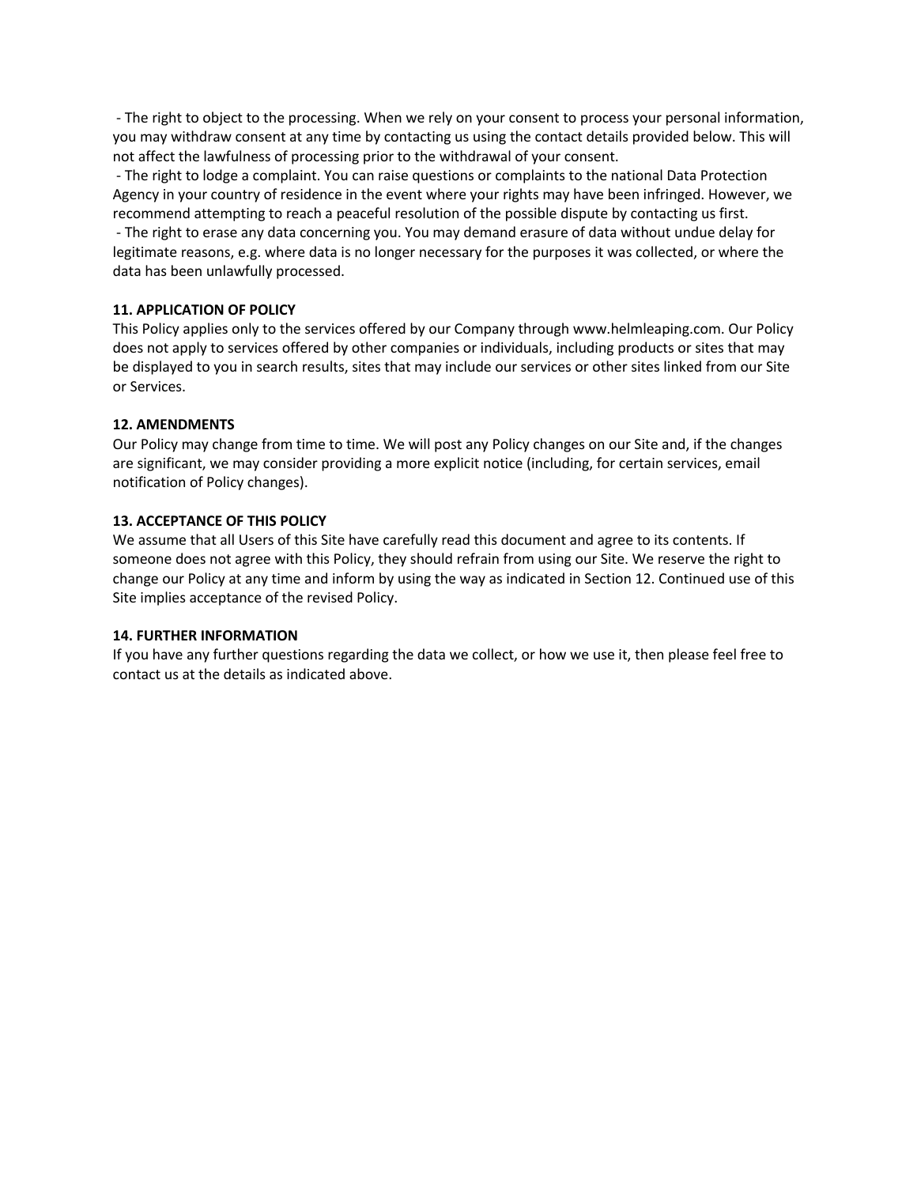- The right to object to the processing. When we rely on your consent to process your personal information, you may withdraw consent at any time by contacting us using the contact details provided below. This will not affect the lawfulness of processing prior to the withdrawal of your consent.
- The right to lodge a complaint. You can raise questions or complaints to the national Data Protection Agency in your country of residence in the event where your rights may have been infringed. However, we recommend attempting to reach a peaceful resolution of the possible dispute by contacting us first.
- The right to erase any data concerning you. You may demand erasure of data without undue delay for legitimate reasons, e.g. where data is no longer necessary for the purposes it was collected, or where the data has been unlawfully processed.

**11. APPLICATION OF POLICY**

This Policy applies only to the services offered by our Company through www.helmleaping.com. Our Policy does not apply to services offered by other companies or individuals, including products or sites that may be displayed to you in search results, sites that may include our services or other sites linked from our Site or Services.

**12. AMENDMENTS**

Our Policy may change from time to time. We will post any Policy changes on our Site and, if the changes are significant, we may consider providing a more explicit notice (including, for certain services, email notification of Policy changes).

**13. ACCEPTANCE OF THIS POLICY**

We assume that all Users of this Site have carefully read this document and agree to its contents. If someone does not agree with this Policy, they should refrain from using our Site. We reserve the right to change our Policy at any time and inform by using the way as indicated in Section 12. Continued use of this Site implies acceptance of the revised Policy.

**14. FURTHER INFORMATION**

If you have any further questions regarding the data we collect, or how we use it, then please feel free to contact us at the details as indicated above.